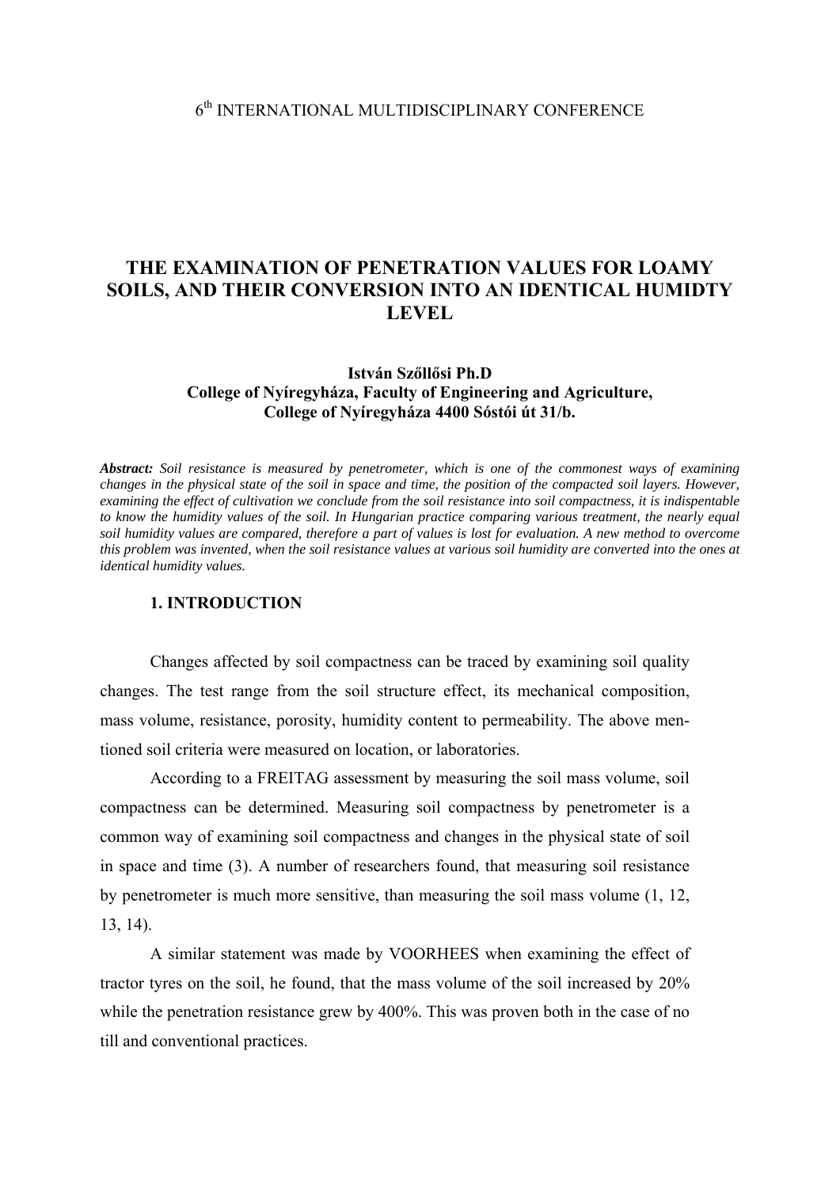6th INTERNATIONAL MULTIDISCIPLINARY CONFERENCE

# THE EXAMINATION OF PENETRATION VALUES FOR LOAMY SOILS, AND THEIR CONVERSION INTO AN IDENTICAL HUMIDTY LEVEL

**István Szőllősi Ph.D**
**College of Nyíregyháza, Faculty of Engineering and Agriculture,**
**College of Nyíregyháza 4400 Sóstói út 31/b.**

***Abstract:*** *Soil resistance is measured by penetrometer, which is one of the commonest ways of examining changes in the physical state of the soil in space and time, the position of the compacted soil layers. However, examining the effect of cultivation we conclude from the soil resistance into soil compactness, it is indispentable to know the humidity values of the soil. In Hungarian practice comparing various treatment, the nearly equal soil humidity values are compared, therefore a part of values is lost for evaluation. A new method to overcome this problem was invented, when the soil resistance values at various soil humidity are converted into the ones at identical humidity values.*

## 1. INTRODUCTION

Changes affected by soil compactness can be traced by examining soil quality changes. The test range from the soil structure effect, its mechanical composition, mass volume, resistance, porosity, humidity content to permeability. The above mentioned soil criteria were measured on location, or laboratories.

According to a FREITAG assessment by measuring the soil mass volume, soil compactness can be determined. Measuring soil compactness by penetrometer is a common way of examining soil compactness and changes in the physical state of soil in space and time (3). A number of researchers found, that measuring soil resistance by penetrometer is much more sensitive, than measuring the soil mass volume (1, 12, 13, 14).

A similar statement was made by VOORHEES when examining the effect of tractor tyres on the soil, he found, that the mass volume of the soil increased by 20% while the penetration resistance grew by 400%. This was proven both in the case of no till and conventional practices.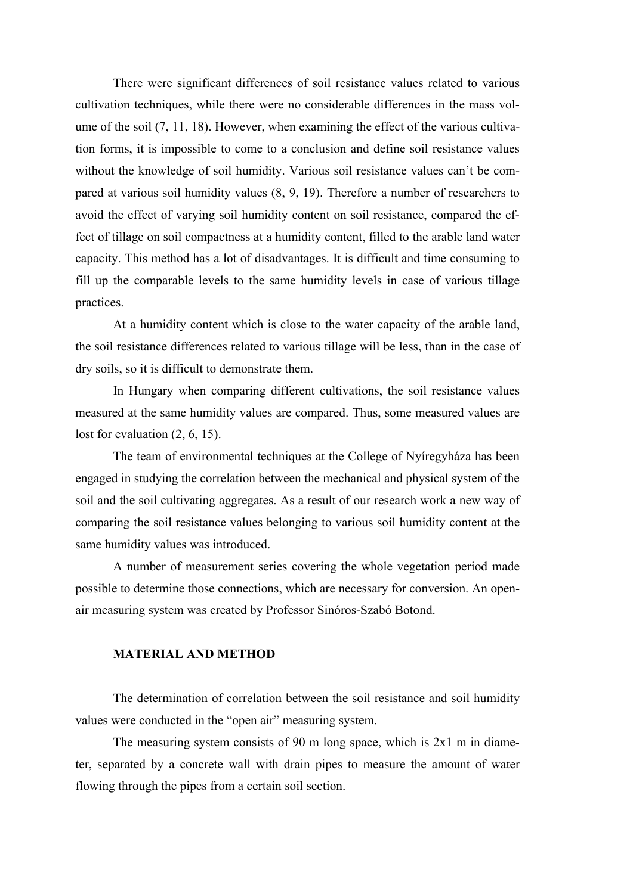There were significant differences of soil resistance values related to various cultivation techniques, while there were no considerable differences in the mass volume of the soil (7, 11, 18). However, when examining the effect of the various cultivation forms, it is impossible to come to a conclusion and define soil resistance values without the knowledge of soil humidity. Various soil resistance values can't be compared at various soil humidity values (8, 9, 19). Therefore a number of researchers to avoid the effect of varying soil humidity content on soil resistance, compared the effect of tillage on soil compactness at a humidity content, filled to the arable land water capacity. This method has a lot of disadvantages. It is difficult and time consuming to fill up the comparable levels to the same humidity levels in case of various tillage practices.

At a humidity content which is close to the water capacity of the arable land, the soil resistance differences related to various tillage will be less, than in the case of dry soils, so it is difficult to demonstrate them.

In Hungary when comparing different cultivations, the soil resistance values measured at the same humidity values are compared. Thus, some measured values are lost for evaluation (2, 6, 15).

The team of environmental techniques at the College of Nyíregyháza has been engaged in studying the correlation between the mechanical and physical system of the soil and the soil cultivating aggregates. As a result of our research work a new way of comparing the soil resistance values belonging to various soil humidity content at the same humidity values was introduced.

A number of measurement series covering the whole vegetation period made possible to determine those connections, which are necessary for conversion. An open-air measuring system was created by Professor Sinóros-Szabó Botond.

## MATERIAL AND METHOD

The determination of correlation between the soil resistance and soil humidity values were conducted in the "open air" measuring system.

The measuring system consists of 90 m long space, which is 2x1 m in diameter, separated by a concrete wall with drain pipes to measure the amount of water flowing through the pipes from a certain soil section.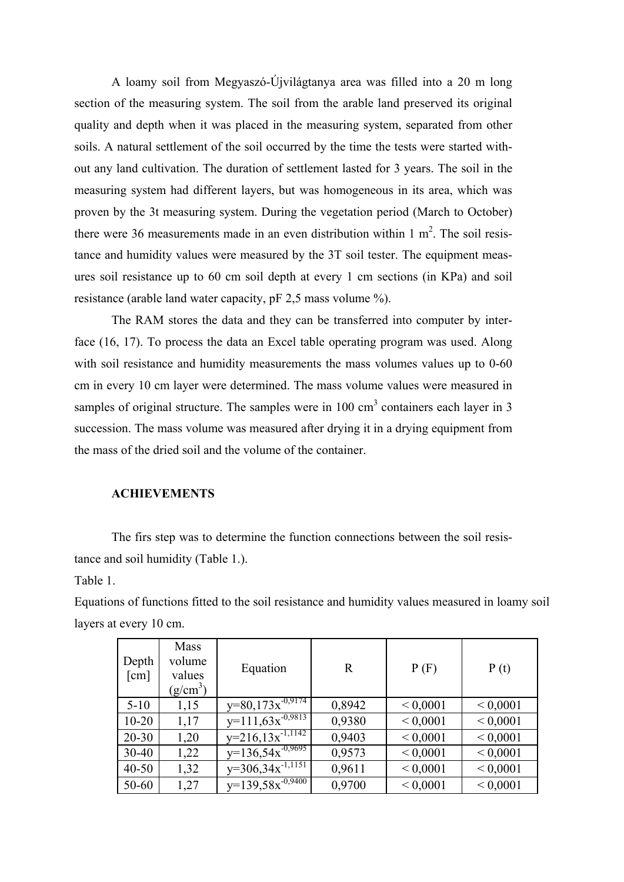A loamy soil from Megyaszó-Újvilágtanya area was filled into a 20 m long section of the measuring system. The soil from the arable land preserved its original quality and depth when it was placed in the measuring system, separated from other soils. A natural settlement of the soil occurred by the time the tests were started without any land cultivation. The duration of settlement lasted for 3 years. The soil in the measuring system had different layers, but was homogeneous in its area, which was proven by the 3t measuring system. During the vegetation period (March to October) there were 36 measurements made in an even distribution within 1 $m^2$. The soil resistance and humidity values were measured by the 3T soil tester. The equipment measures soil resistance up to 60 cm soil depth at every 1 cm sections (in KPa) and soil resistance (arable land water capacity, pF 2,5 mass volume %).

The RAM stores the data and they can be transferred into computer by interface (16, 17). To process the data an Excel table operating program was used. Along with soil resistance and humidity measurements the mass volumes values up to 0-60 cm in every 10 cm layer were determined. The mass volume values were measured in samples of original structure. The samples were in 100 $cm^3$ containers each layer in 3 succession. The mass volume was measured after drying it in a drying equipment from the mass of the dried soil and the volume of the container.

**ACHIEVEMENTS**

The firs step was to determine the function connections between the soil resistance and soil humidity (Table 1.).

Table 1.

Equations of functions fitted to the soil resistance and humidity values measured in loamy soil layers at every 10 cm.

| Depth [cm] | Mass volume values (g/$cm^3$) | Equation | R | P (F) | P (t) |
|---|---|---|---|---|---|
| 5-10 | 1,15 | $y=80{,}173x^{-0{,}9174}$ | 0,8942 | < 0,0001 | < 0,0001 |
| 10-20 | 1,17 | $y=111{,}63x^{-0{,}9813}$ | 0,9380 | < 0,0001 | < 0,0001 |
| 20-30 | 1,20 | $y=216{,}13x^{-1{,}1142}$ | 0,9403 | < 0,0001 | < 0,0001 |
| 30-40 | 1,22 | $y=136{,}54x^{-0{,}9695}$ | 0,9573 | < 0,0001 | < 0,0001 |
| 40-50 | 1,32 | $y=306{,}34x^{-1{,}1151}$ | 0,9611 | < 0,0001 | < 0,0001 |
| 50-60 | 1,27 | $y=139{,}58x^{-0{,}9400}$ | 0,9700 | < 0,0001 | < 0,0001 |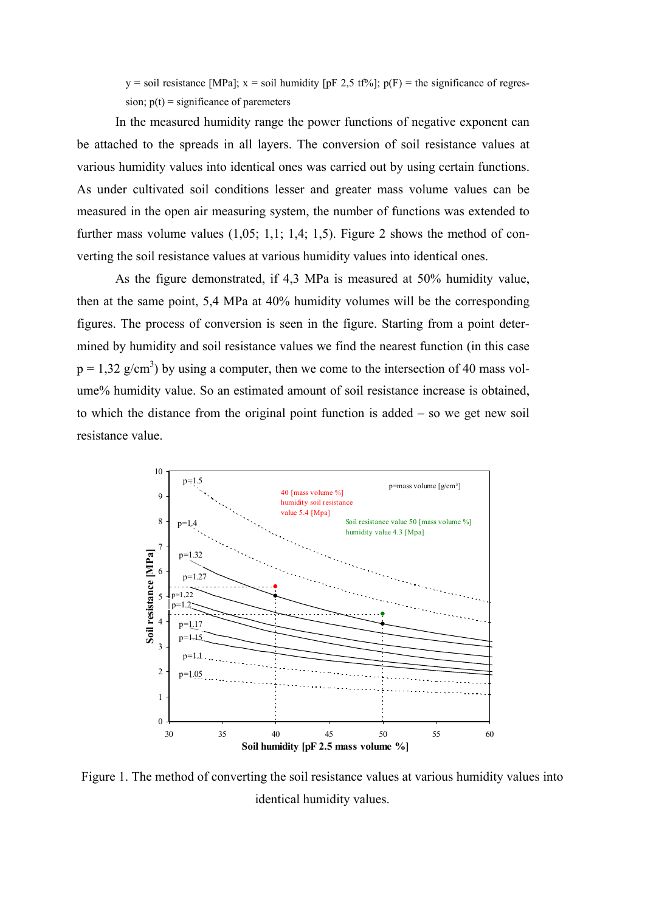y = soil resistance [MPa]; x = soil humidity [pF 2,5 tf%]; p(F) = the significance of regression; p(t) = significance of paremeters

In the measured humidity range the power functions of negative exponent can be attached to the spreads in all layers. The conversion of soil resistance values at various humidity values into identical ones was carried out by using certain functions. As under cultivated soil conditions lesser and greater mass volume values can be measured in the open air measuring system, the number of functions was extended to further mass volume values (1,05; 1,1; 1,4; 1,5). Figure 2 shows the method of converting the soil resistance values at various humidity values into identical ones.

As the figure demonstrated, if 4,3 MPa is measured at 50% humidity value, then at the same point, 5,4 MPa at 40% humidity volumes will be the corresponding figures. The process of conversion is seen in the figure. Starting from a point determined by humidity and soil resistance values we find the nearest function (in this case p = 1,32 g/cm$^3$) by using a computer, then we come to the intersection of 40 mass volume% humidity value. So an estimated amount of soil resistance increase is obtained, to which the distance from the original point function is added – so we get new soil resistance value.

Figure 1. The method of converting the soil resistance values at various humidity values into identical humidity values.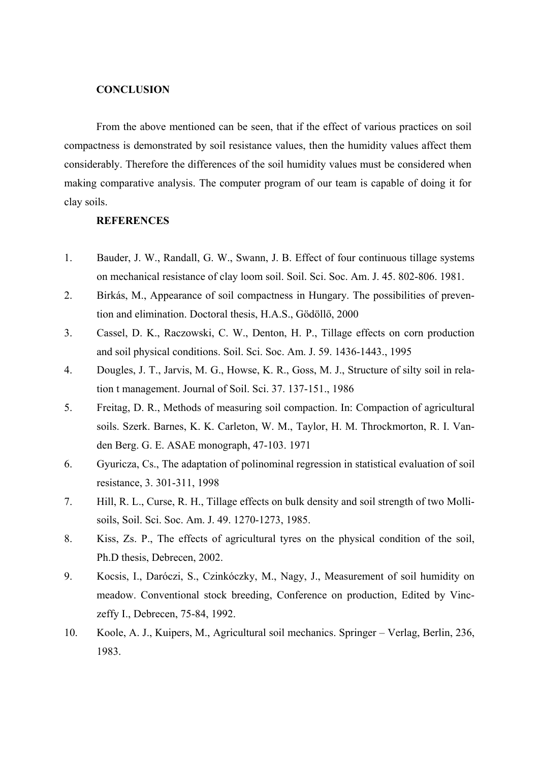**CONCLUSION**

From the above mentioned can be seen, that if the effect of various practices on soil compactness is demonstrated by soil resistance values, then the humidity values affect them considerably. Therefore the differences of the soil humidity values must be considered when making comparative analysis. The computer program of our team is capable of doing it for clay soils.

**REFERENCES**

1. Bauder, J. W., Randall, G. W., Swann, J. B. Effect of four continuous tillage systems on mechanical resistance of clay loom soil. Soil. Sci. Soc. Am. J. 45. 802-806. 1981.
2. Birkás, M., Appearance of soil compactness in Hungary. The possibilities of prevention and elimination. Doctoral thesis, H.A.S., Gödöllő, 2000
3. Cassel, D. K., Raczowski, C. W., Denton, H. P., Tillage effects on corn production and soil physical conditions. Soil. Sci. Soc. Am. J. 59. 1436-1443., 1995
4. Dougles, J. T., Jarvis, M. G., Howse, K. R., Goss, M. J., Structure of silty soil in relation t management. Journal of Soil. Sci. 37. 137-151., 1986
5. Freitag, D. R., Methods of measuring soil compaction. In: Compaction of agricultural soils. Szerk. Barnes, K. K. Carleton, W. M., Taylor, H. M. Throckmorton, R. I. Vanden Berg. G. E. ASAE monograph, 47-103. 1971
6. Gyuricza, Cs., The adaptation of polinominal regression in statistical evaluation of soil resistance, 3. 301-311, 1998
7. Hill, R. L., Curse, R. H., Tillage effects on bulk density and soil strength of two Mollisoils, Soil. Sci. Soc. Am. J. 49. 1270-1273, 1985.
8. Kiss, Zs. P., The effects of agricultural tyres on the physical condition of the soil, Ph.D thesis, Debrecen, 2002.
9. Kocsis, I., Daróczi, S., Czinkóczky, M., Nagy, J., Measurement of soil humidity on meadow. Conventional stock breeding, Conference on production, Edited by Vinczeffy I., Debrecen, 75-84, 1992.
10. Koole, A. J., Kuipers, M., Agricultural soil mechanics. Springer – Verlag, Berlin, 236, 1983.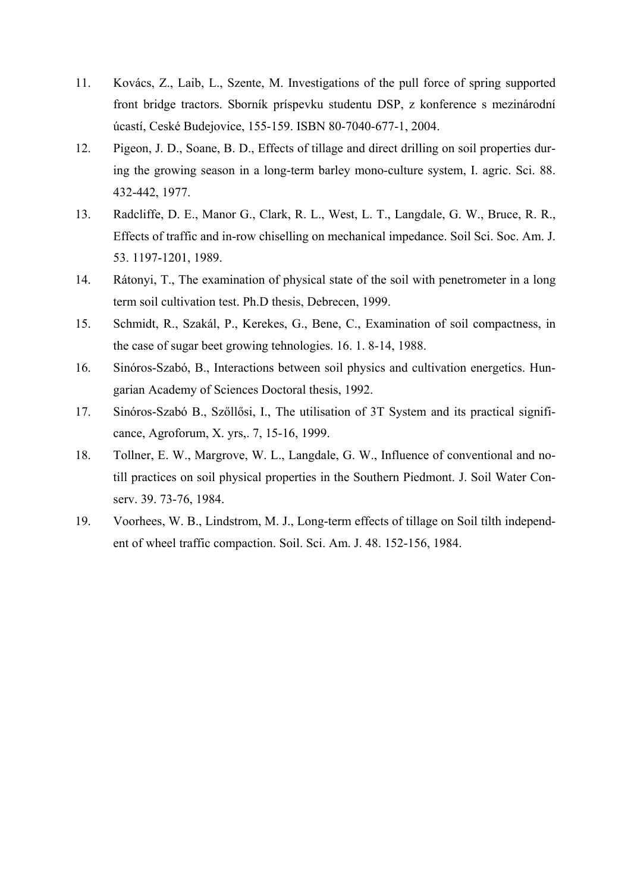11. Kovács, Z., Laib, L., Szente, M. Investigations of the pull force of spring supported front bridge tractors. Sborník príspevku studentu DSP, z konference s mezinárodní úcastí, Ceské Budejovice, 155-159. ISBN 80-7040-677-1, 2004.
12. Pigeon, J. D., Soane, B. D., Effects of tillage and direct drilling on soil properties during the growing season in a long-term barley mono-culture system, I. agric. Sci. 88. 432-442, 1977.
13. Radcliffe, D. E., Manor G., Clark, R. L., West, L. T., Langdale, G. W., Bruce, R. R., Effects of traffic and in-row chiselling on mechanical impedance. Soil Sci. Soc. Am. J. 53. 1197-1201, 1989.
14. Rátonyi, T., The examination of physical state of the soil with penetrometer in a long term soil cultivation test. Ph.D thesis, Debrecen, 1999.
15. Schmidt, R., Szakál, P., Kerekes, G., Bene, C., Examination of soil compactness, in the case of sugar beet growing tehnologies. 16. 1. 8-14, 1988.
16. Sinóros-Szabó, B., Interactions between soil physics and cultivation energetics. Hungarian Academy of Sciences Doctoral thesis, 1992.
17. Sinóros-Szabó B., Szőllősi, I., The utilisation of 3T System and its practical significance, Agroforum, X. yrs,. 7, 15-16, 1999.
18. Tollner, E. W., Margrove, W. L., Langdale, G. W., Influence of conventional and no-till practices on soil physical properties in the Southern Piedmont. J. Soil Water Conserv. 39. 73-76, 1984.
19. Voorhees, W. B., Lindstrom, M. J., Long-term effects of tillage on Soil tilth independent of wheel traffic compaction. Soil. Sci. Am. J. 48. 152-156, 1984.